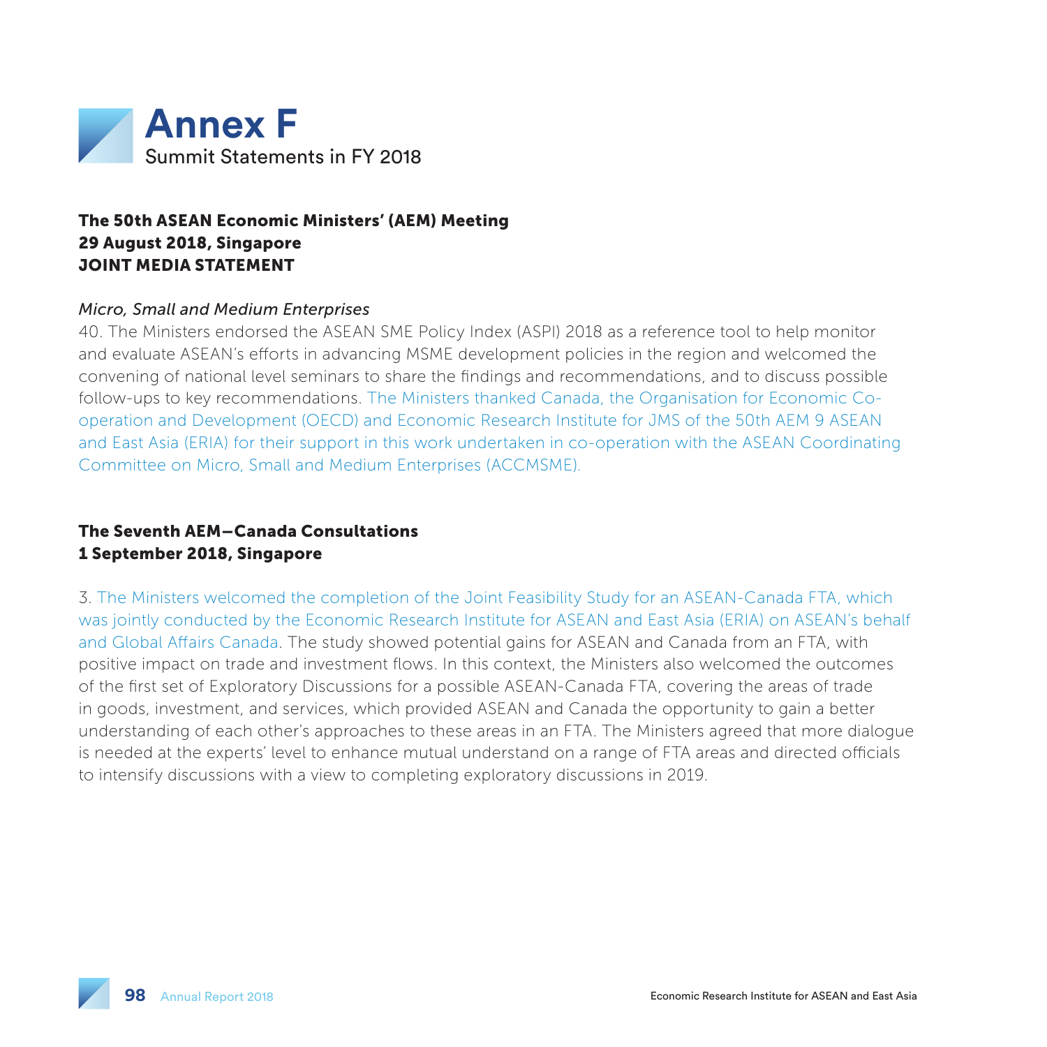# Annex F

Summit Statements in FY 2018

## The 50th ASEAN Economic Ministers' (AEM) Meeting
## 29 August 2018, Singapore
## JOINT MEDIA STATEMENT

*Micro, Small and Medium Enterprises*

40. The Ministers endorsed the ASEAN SME Policy Index (ASPI) 2018 as a reference tool to help monitor and evaluate ASEAN's efforts in advancing MSME development policies in the region and welcomed the convening of national level seminars to share the findings and recommendations, and to discuss possible follow-ups to key recommendations. The Ministers thanked Canada, the Organisation for Economic Co-operation and Development (OECD) and Economic Research Institute for JMS of the 50th AEM 9 ASEAN and East Asia (ERIA) for their support in this work undertaken in co-operation with the ASEAN Coordinating Committee on Micro, Small and Medium Enterprises (ACCMSME).

## The Seventh AEM–Canada Consultations
## 1 September 2018, Singapore

3. The Ministers welcomed the completion of the Joint Feasibility Study for an ASEAN-Canada FTA, which was jointly conducted by the Economic Research Institute for ASEAN and East Asia (ERIA) on ASEAN's behalf and Global Affairs Canada. The study showed potential gains for ASEAN and Canada from an FTA, with positive impact on trade and investment flows. In this context, the Ministers also welcomed the outcomes of the first set of Exploratory Discussions for a possible ASEAN-Canada FTA, covering the areas of trade in goods, investment, and services, which provided ASEAN and Canada the opportunity to gain a better understanding of each other's approaches to these areas in an FTA. The Ministers agreed that more dialogue is needed at the experts' level to enhance mutual understand on a range of FTA areas and directed officials to intensify discussions with a view to completing exploratory discussions in 2019.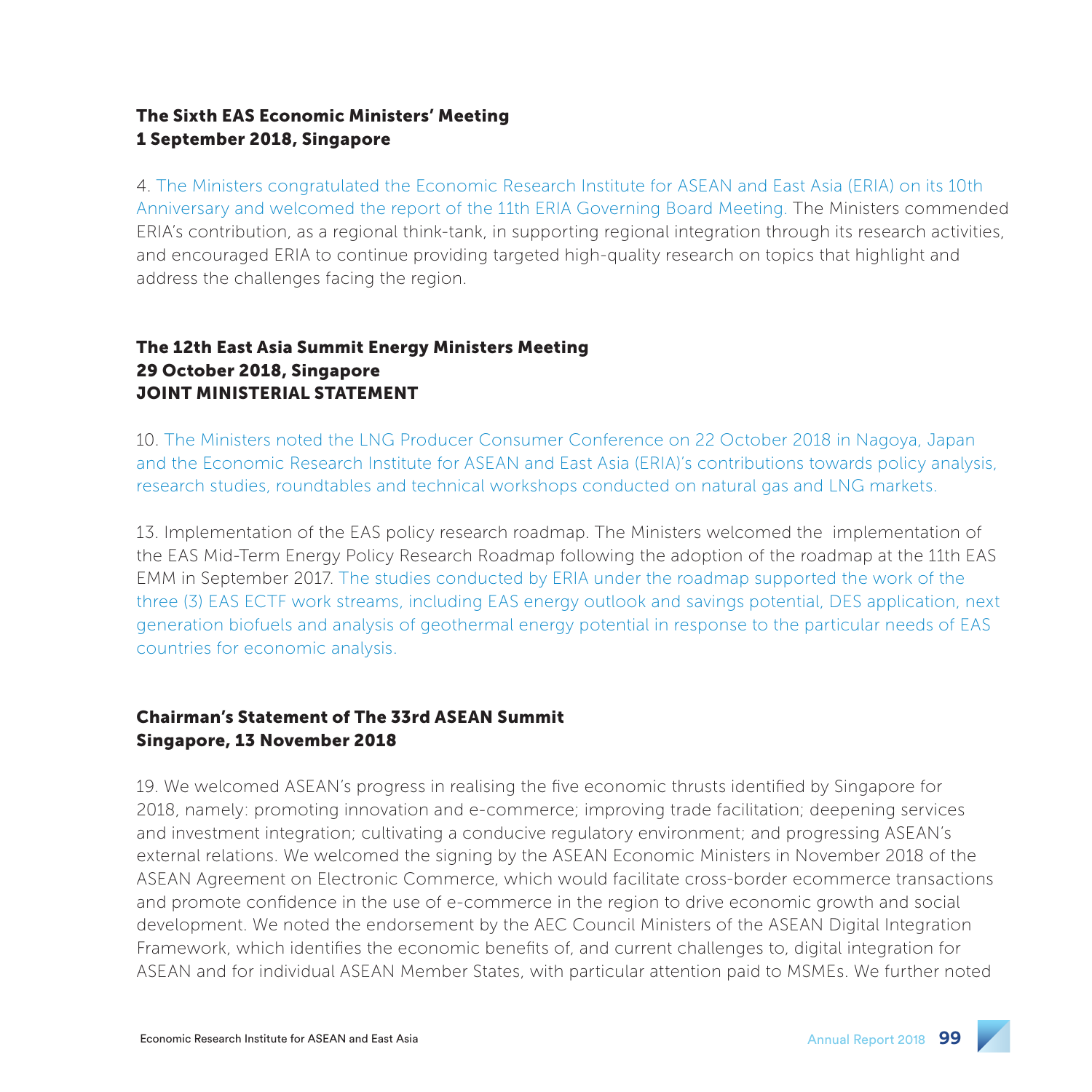### The Sixth EAS Economic Ministers' Meeting
### 1 September 2018, Singapore

4. The Ministers congratulated the Economic Research Institute for ASEAN and East Asia (ERIA) on its 10th Anniversary and welcomed the report of the 11th ERIA Governing Board Meeting. The Ministers commended ERIA's contribution, as a regional think-tank, in supporting regional integration through its research activities, and encouraged ERIA to continue providing targeted high-quality research on topics that highlight and address the challenges facing the region.

### The 12th East Asia Summit Energy Ministers Meeting
### 29 October 2018, Singapore
### JOINT MINISTERIAL STATEMENT

10. The Ministers noted the LNG Producer Consumer Conference on 22 October 2018 in Nagoya, Japan and the Economic Research Institute for ASEAN and East Asia (ERIA)'s contributions towards policy analysis, research studies, roundtables and technical workshops conducted on natural gas and LNG markets.

13. Implementation of the EAS policy research roadmap. The Ministers welcomed the implementation of the EAS Mid-Term Energy Policy Research Roadmap following the adoption of the roadmap at the 11th EAS EMM in September 2017. The studies conducted by ERIA under the roadmap supported the work of the three (3) EAS ECTF work streams, including EAS energy outlook and savings potential, DES application, next generation biofuels and analysis of geothermal energy potential in response to the particular needs of EAS countries for economic analysis.

### Chairman's Statement of The 33rd ASEAN Summit
### Singapore, 13 November 2018

19. We welcomed ASEAN's progress in realising the five economic thrusts identified by Singapore for 2018, namely: promoting innovation and e-commerce; improving trade facilitation; deepening services and investment integration; cultivating a conducive regulatory environment; and progressing ASEAN's external relations. We welcomed the signing by the ASEAN Economic Ministers in November 2018 of the ASEAN Agreement on Electronic Commerce, which would facilitate cross-border ecommerce transactions and promote confidence in the use of e-commerce in the region to drive economic growth and social development. We noted the endorsement by the AEC Council Ministers of the ASEAN Digital Integration Framework, which identifies the economic benefits of, and current challenges to, digital integration for ASEAN and for individual ASEAN Member States, with particular attention paid to MSMEs. We further noted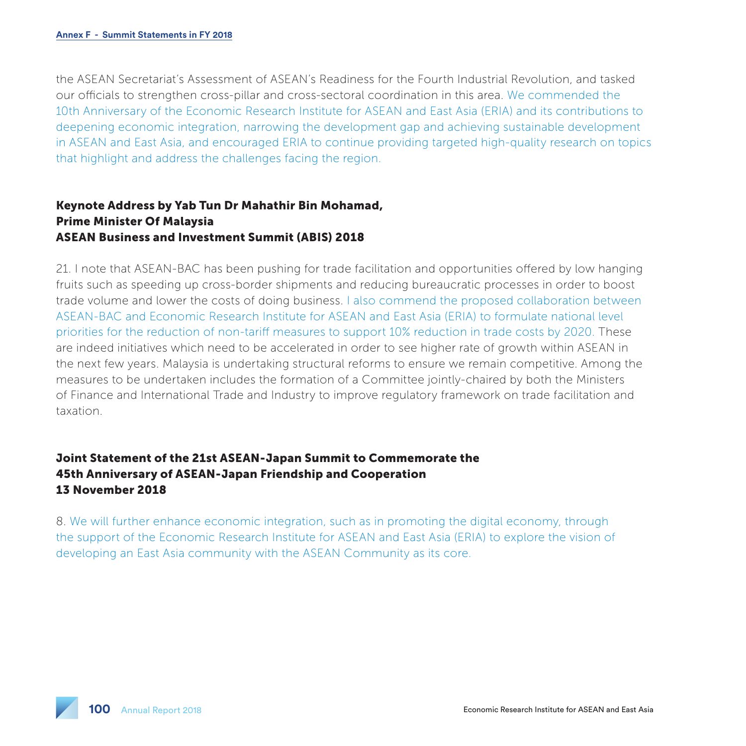the ASEAN Secretariat's Assessment of ASEAN's Readiness for the Fourth Industrial Revolution, and tasked our officials to strengthen cross-pillar and cross-sectoral coordination in this area. We commended the 10th Anniversary of the Economic Research Institute for ASEAN and East Asia (ERIA) and its contributions to deepening economic integration, narrowing the development gap and achieving sustainable development in ASEAN and East Asia, and encouraged ERIA to continue providing targeted high-quality research on topics that highlight and address the challenges facing the region.

## Keynote Address by Yab Tun Dr Mahathir Bin Mohamad, Prime Minister Of Malaysia ASEAN Business and Investment Summit (ABIS) 2018

21. I note that ASEAN-BAC has been pushing for trade facilitation and opportunities offered by low hanging fruits such as speeding up cross-border shipments and reducing bureaucratic processes in order to boost trade volume and lower the costs of doing business. I also commend the proposed collaboration between ASEAN-BAC and Economic Research Institute for ASEAN and East Asia (ERIA) to formulate national level priorities for the reduction of non-tariff measures to support 10% reduction in trade costs by 2020. These are indeed initiatives which need to be accelerated in order to see higher rate of growth within ASEAN in the next few years. Malaysia is undertaking structural reforms to ensure we remain competitive. Among the measures to be undertaken includes the formation of a Committee jointly-chaired by both the Ministers of Finance and International Trade and Industry to improve regulatory framework on trade facilitation and taxation.

## Joint Statement of the 21st ASEAN-Japan Summit to Commemorate the 45th Anniversary of ASEAN-Japan Friendship and Cooperation 13 November 2018

8. We will further enhance economic integration, such as in promoting the digital economy, through the support of the Economic Research Institute for ASEAN and East Asia (ERIA) to explore the vision of developing an East Asia community with the ASEAN Community as its core.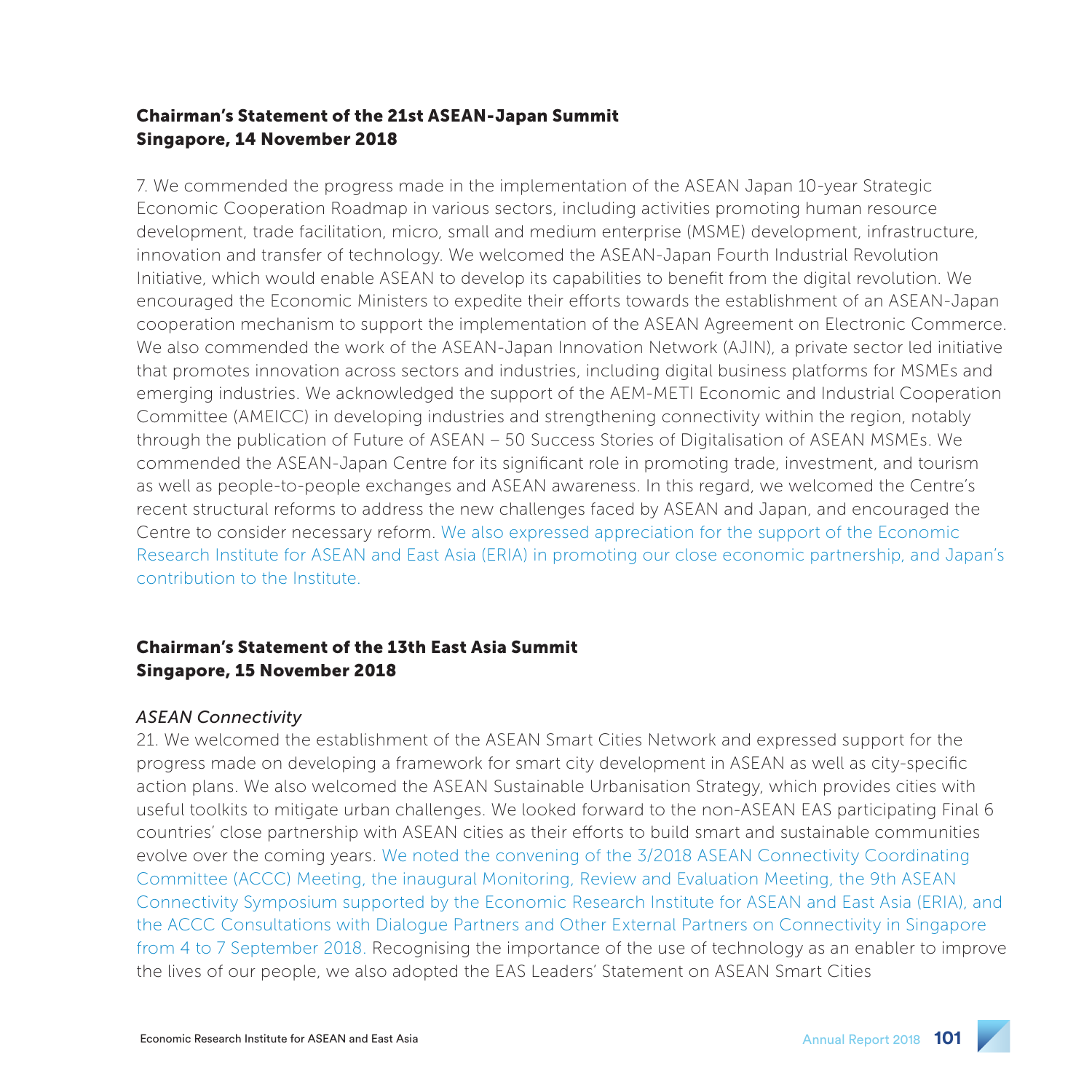## Chairman's Statement of the 21st ASEAN-Japan Summit
## Singapore, 14 November 2018

7. We commended the progress made in the implementation of the ASEAN Japan 10-year Strategic Economic Cooperation Roadmap in various sectors, including activities promoting human resource development, trade facilitation, micro, small and medium enterprise (MSME) development, infrastructure, innovation and transfer of technology. We welcomed the ASEAN-Japan Fourth Industrial Revolution Initiative, which would enable ASEAN to develop its capabilities to benefit from the digital revolution. We encouraged the Economic Ministers to expedite their efforts towards the establishment of an ASEAN-Japan cooperation mechanism to support the implementation of the ASEAN Agreement on Electronic Commerce. We also commended the work of the ASEAN-Japan Innovation Network (AJIN), a private sector led initiative that promotes innovation across sectors and industries, including digital business platforms for MSMEs and emerging industries. We acknowledged the support of the AEM-METI Economic and Industrial Cooperation Committee (AMEICC) in developing industries and strengthening connectivity within the region, notably through the publication of Future of ASEAN – 50 Success Stories of Digitalisation of ASEAN MSMEs. We commended the ASEAN-Japan Centre for its significant role in promoting trade, investment, and tourism as well as people-to-people exchanges and ASEAN awareness. In this regard, we welcomed the Centre's recent structural reforms to address the new challenges faced by ASEAN and Japan, and encouraged the Centre to consider necessary reform. We also expressed appreciation for the support of the Economic Research Institute for ASEAN and East Asia (ERIA) in promoting our close economic partnership, and Japan's contribution to the Institute.

## Chairman's Statement of the 13th East Asia Summit
## Singapore, 15 November 2018

*ASEAN Connectivity*

21. We welcomed the establishment of the ASEAN Smart Cities Network and expressed support for the progress made on developing a framework for smart city development in ASEAN as well as city-specific action plans. We also welcomed the ASEAN Sustainable Urbanisation Strategy, which provides cities with useful toolkits to mitigate urban challenges. We looked forward to the non-ASEAN EAS participating Final 6 countries' close partnership with ASEAN cities as their efforts to build smart and sustainable communities evolve over the coming years. We noted the convening of the 3/2018 ASEAN Connectivity Coordinating Committee (ACCC) Meeting, the inaugural Monitoring, Review and Evaluation Meeting, the 9th ASEAN Connectivity Symposium supported by the Economic Research Institute for ASEAN and East Asia (ERIA), and the ACCC Consultations with Dialogue Partners and Other External Partners on Connectivity in Singapore from 4 to 7 September 2018. Recognising the importance of the use of technology as an enabler to improve the lives of our people, we also adopted the EAS Leaders' Statement on ASEAN Smart Cities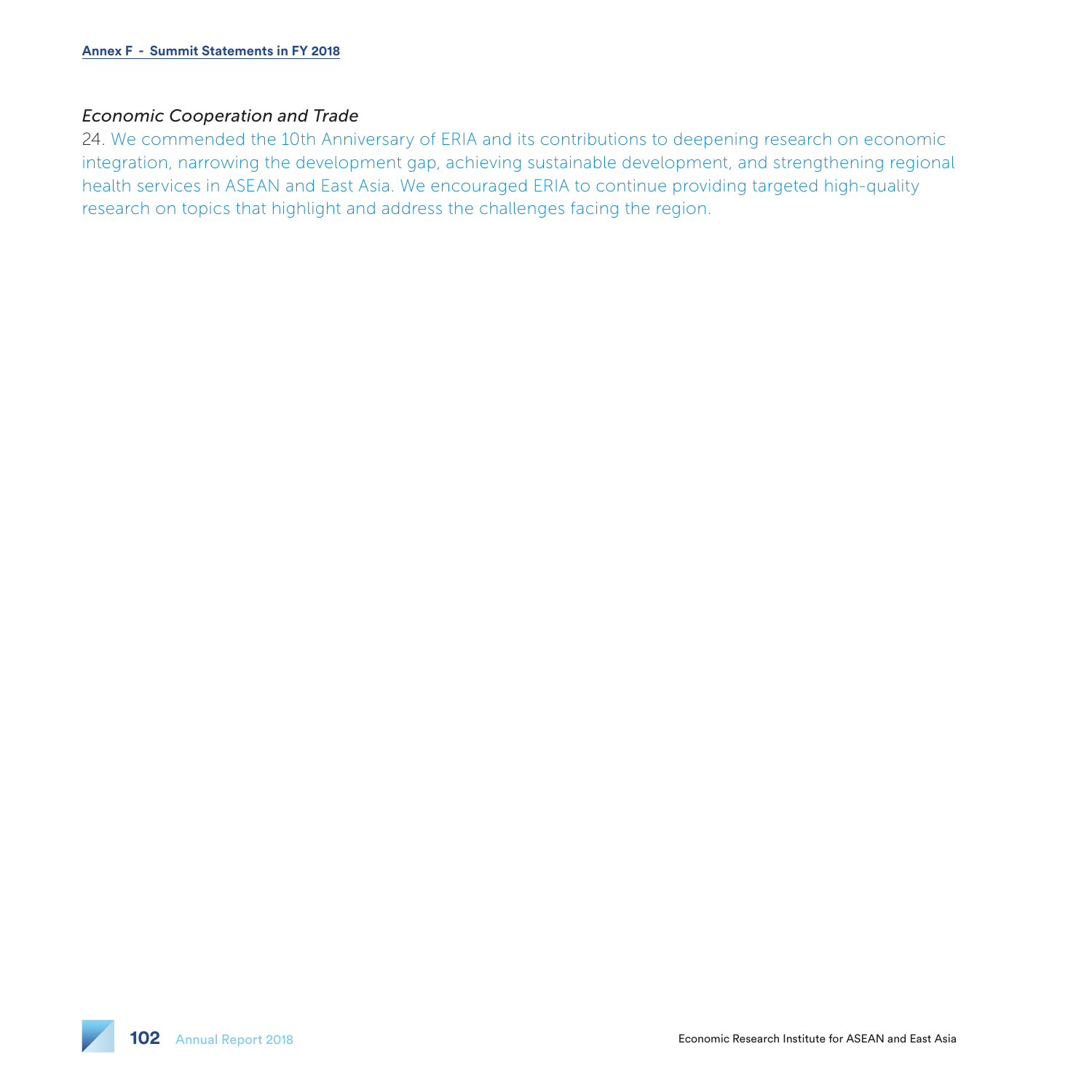*Economic Cooperation and Trade*

24. We commended the 10th Anniversary of ERIA and its contributions to deepening research on economic integration, narrowing the development gap, achieving sustainable development, and strengthening regional health services in ASEAN and East Asia. We encouraged ERIA to continue providing targeted high-quality research on topics that highlight and address the challenges facing the region.